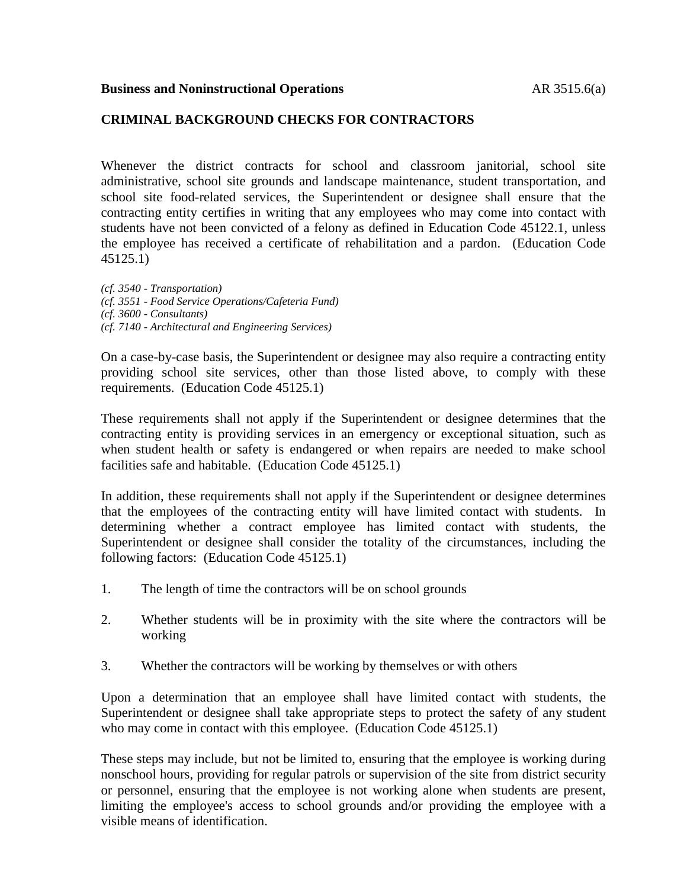**Business and Noninstructional Operations** AR 3515.6(a)

## CRIMINAL BACKGROUND CHECKS FOR CONTRACTORS

Whenever the district contracts for school and classroom janitorial, school site administrative, school site grounds and landscape maintenance, student transportation, and school site food-related services, the Superintendent or designee shall ensure that the contracting entity certifies in writing that any employees who may come into contact with students have not been convicted of a felony as defined in Education Code 45122.1, unless the employee has received a certificate of rehabilitation and a pardon. (Education Code 45125.1)

*(cf. 3540 - Transportation)*
*(cf. 3551 - Food Service Operations/Cafeteria Fund)*
*(cf. 3600 - Consultants)*
*(cf. 7140 - Architectural and Engineering Services)*

On a case-by-case basis, the Superintendent or designee may also require a contracting entity providing school site services, other than those listed above, to comply with these requirements. (Education Code 45125.1)

These requirements shall not apply if the Superintendent or designee determines that the contracting entity is providing services in an emergency or exceptional situation, such as when student health or safety is endangered or when repairs are needed to make school facilities safe and habitable. (Education Code 45125.1)

In addition, these requirements shall not apply if the Superintendent or designee determines that the employees of the contracting entity will have limited contact with students. In determining whether a contract employee has limited contact with students, the Superintendent or designee shall consider the totality of the circumstances, including the following factors: (Education Code 45125.1)

1. The length of time the contractors will be on school grounds

2. Whether students will be in proximity with the site where the contractors will be working

3. Whether the contractors will be working by themselves or with others

Upon a determination that an employee shall have limited contact with students, the Superintendent or designee shall take appropriate steps to protect the safety of any student who may come in contact with this employee. (Education Code 45125.1)

These steps may include, but not be limited to, ensuring that the employee is working during nonschool hours, providing for regular patrols or supervision of the site from district security or personnel, ensuring that the employee is not working alone when students are present, limiting the employee's access to school grounds and/or providing the employee with a visible means of identification.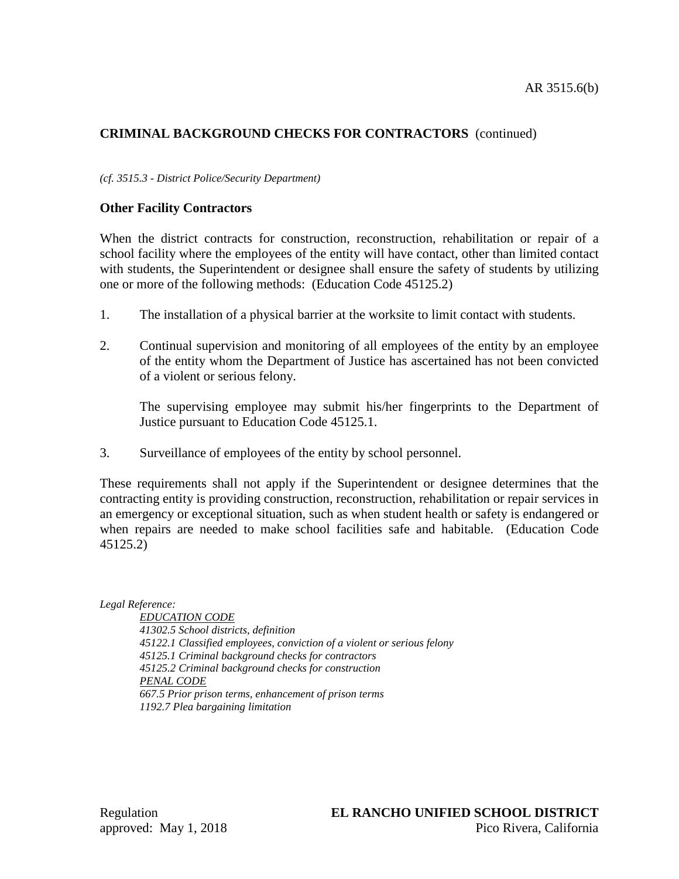## CRIMINAL BACKGROUND CHECKS FOR CONTRACTORS (continued)

*(cf. 3515.3 - District Police/Security Department)*

### Other Facility Contractors

When the district contracts for construction, reconstruction, rehabilitation or repair of a school facility where the employees of the entity will have contact, other than limited contact with students, the Superintendent or designee shall ensure the safety of students by utilizing one or more of the following methods: (Education Code 45125.2)

1. The installation of a physical barrier at the worksite to limit contact with students.

2. Continual supervision and monitoring of all employees of the entity by an employee of the entity whom the Department of Justice has ascertained has not been convicted of a violent or serious felony.

   The supervising employee may submit his/her fingerprints to the Department of Justice pursuant to Education Code 45125.1.

3. Surveillance of employees of the entity by school personnel.

These requirements shall not apply if the Superintendent or designee determines that the contracting entity is providing construction, reconstruction, rehabilitation or repair services in an emergency or exceptional situation, such as when student health or safety is endangered or when repairs are needed to make school facilities safe and habitable. (Education Code 45125.2)

*Legal Reference:*

*EDUCATION CODE*
*41302.5 School districts, definition*
*45122.1 Classified employees, conviction of a violent or serious felony*
*45125.1 Criminal background checks for contractors*
*45125.2 Criminal background checks for construction*
*PENAL CODE*
*667.5 Prior prison terms, enhancement of prison terms*
*1192.7 Plea bargaining limitation*

Regulation approved: May 1, 2018

**EL RANCHO UNIFIED SCHOOL DISTRICT**
Pico Rivera, California